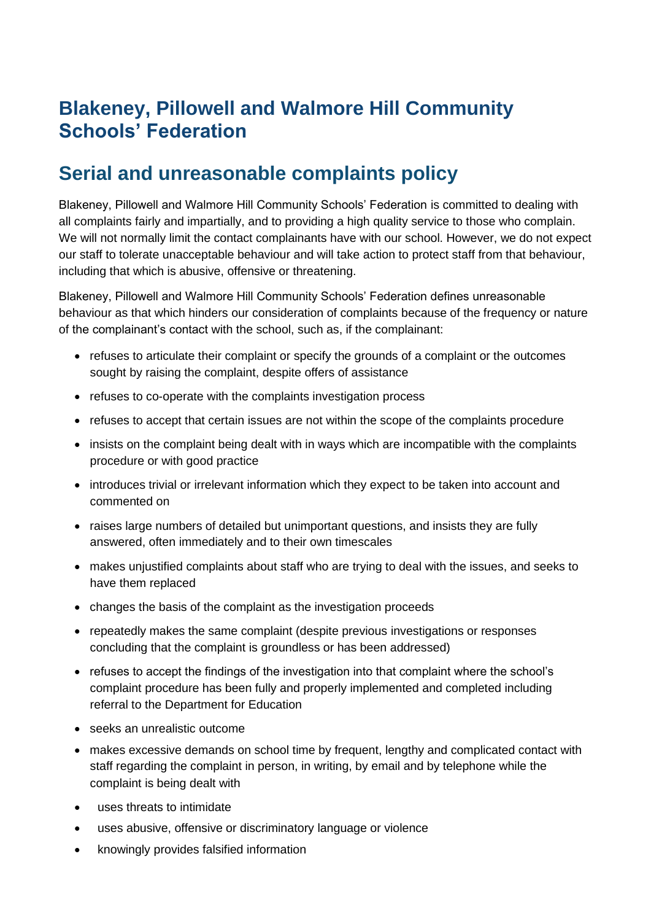# Blakeney, Pillowell and Walmore Hill Community Schools' Federation

## Serial and unreasonable complaints policy

Blakeney, Pillowell and Walmore Hill Community Schools' Federation is committed to dealing with all complaints fairly and impartially, and to providing a high quality service to those who complain. We will not normally limit the contact complainants have with our school. However, we do not expect our staff to tolerate unacceptable behaviour and will take action to protect staff from that behaviour, including that which is abusive, offensive or threatening.

Blakeney, Pillowell and Walmore Hill Community Schools' Federation defines unreasonable behaviour as that which hinders our consideration of complaints because of the frequency or nature of the complainant's contact with the school, such as, if the complainant:

- refuses to articulate their complaint or specify the grounds of a complaint or the outcomes sought by raising the complaint, despite offers of assistance
- refuses to co-operate with the complaints investigation process
- refuses to accept that certain issues are not within the scope of the complaints procedure
- insists on the complaint being dealt with in ways which are incompatible with the complaints procedure or with good practice
- introduces trivial or irrelevant information which they expect to be taken into account and commented on
- raises large numbers of detailed but unimportant questions, and insists they are fully answered, often immediately and to their own timescales
- makes unjustified complaints about staff who are trying to deal with the issues, and seeks to have them replaced
- changes the basis of the complaint as the investigation proceeds
- repeatedly makes the same complaint (despite previous investigations or responses concluding that the complaint is groundless or has been addressed)
- refuses to accept the findings of the investigation into that complaint where the school's complaint procedure has been fully and properly implemented and completed including referral to the Department for Education
- seeks an unrealistic outcome
- makes excessive demands on school time by frequent, lengthy and complicated contact with staff regarding the complaint in person, in writing, by email and by telephone while the complaint is being dealt with
- uses threats to intimidate
- uses abusive, offensive or discriminatory language or violence
- knowingly provides falsified information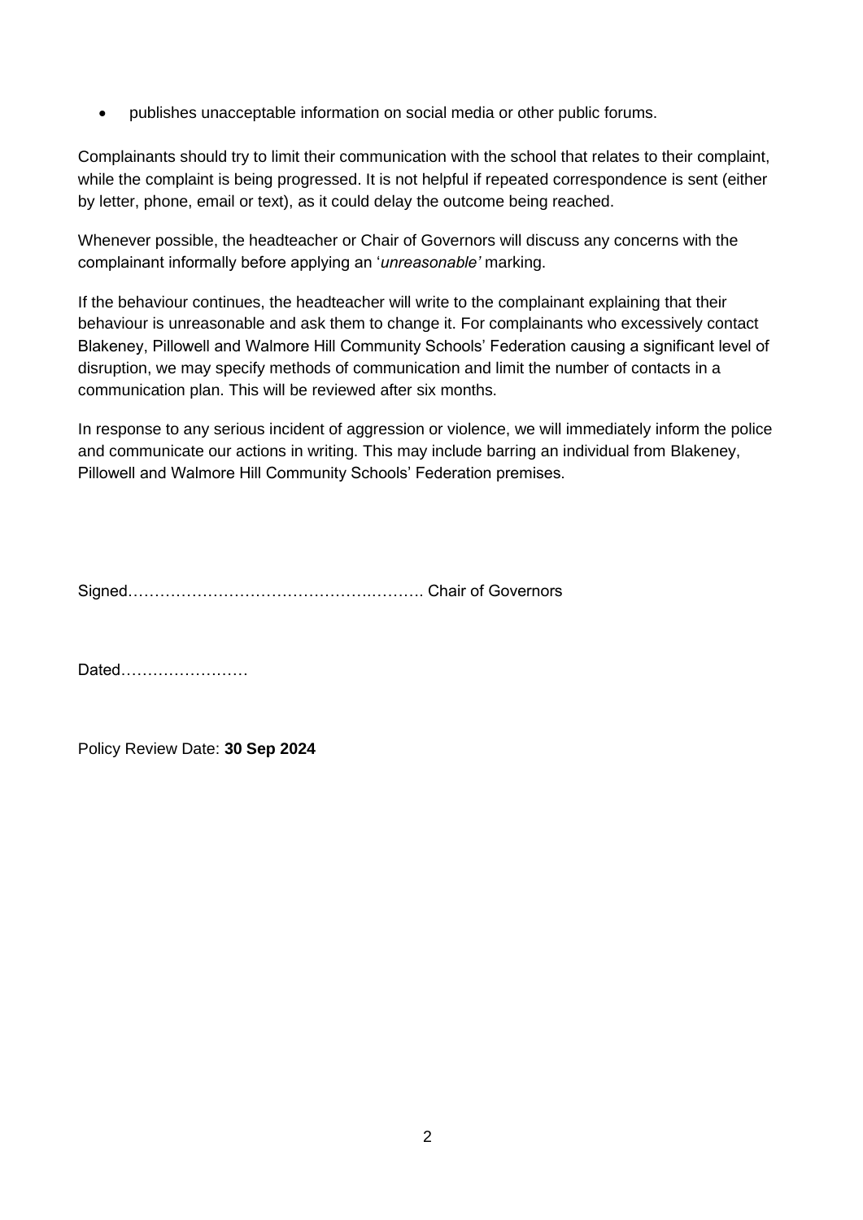- publishes unacceptable information on social media or other public forums.

Complainants should try to limit their communication with the school that relates to their complaint, while the complaint is being progressed. It is not helpful if repeated correspondence is sent (either by letter, phone, email or text), as it could delay the outcome being reached.

Whenever possible, the headteacher or Chair of Governors will discuss any concerns with the complainant informally before applying an '*unreasonable'* marking.

If the behaviour continues, the headteacher will write to the complainant explaining that their behaviour is unreasonable and ask them to change it. For complainants who excessively contact Blakeney, Pillowell and Walmore Hill Community Schools' Federation causing a significant level of disruption, we may specify methods of communication and limit the number of contacts in a communication plan. This will be reviewed after six months.

In response to any serious incident of aggression or violence, we will immediately inform the police and communicate our actions in writing. This may include barring an individual from Blakeney, Pillowell and Walmore Hill Community Schools' Federation premises.

Signed………………………………………….………. Chair of Governors

Dated……………………

Policy Review Date: **30 Sep 2024**